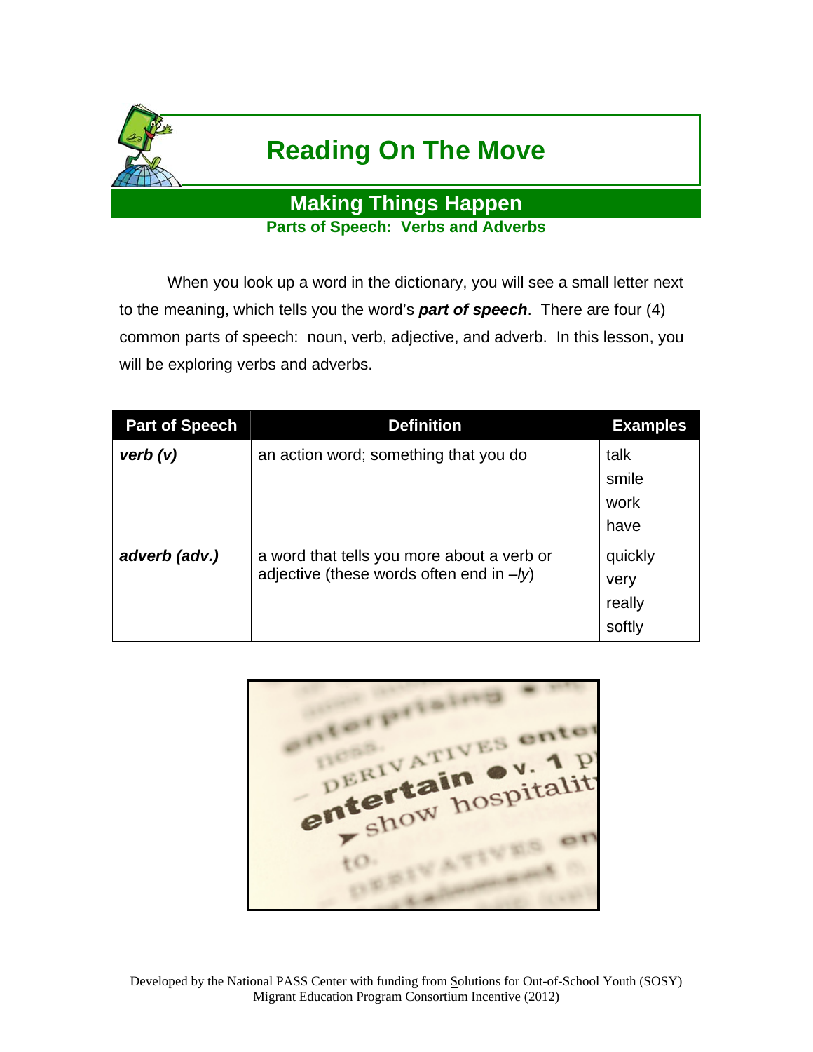# Reading On The Move

## Making Things Happen

### Parts of Speech: Verbs and Adverbs

When you look up a word in the dictionary, you will see a small letter next to the meaning, which tells you the word's ***part of speech***. There are four (4) common parts of speech: noun, verb, adjective, and adverb. In this lesson, you will be exploring verbs and adverbs.

| Part of Speech | Definition | Examples |
|---|---|---|
| ***verb (v)*** | an action word; something that you do | talk<br>smile<br>work<br>have |
| ***adverb (adv.)*** | a word that tells you more about a verb or adjective (these words often end in *–ly*) | quickly<br>very<br>really<br>softly |

Developed by the National PASS Center with funding from Solutions for Out-of-School Youth (SOSY) Migrant Education Program Consortium Incentive (2012)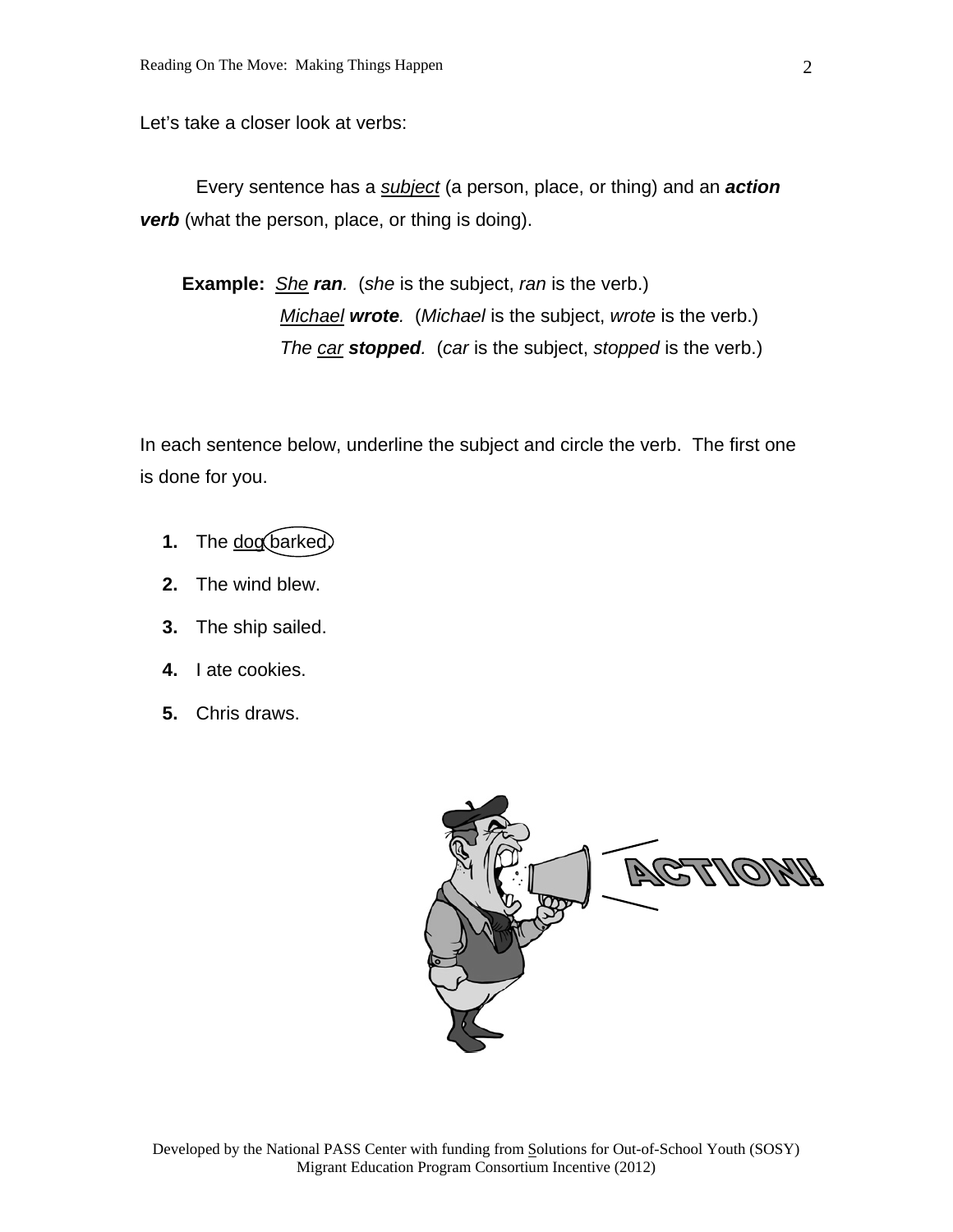Let's take a closer look at verbs:

Every sentence has a <u>*subject*</u> (a person, place, or thing) and an ***action verb*** (what the person, place, or thing is doing).

**Example:** <u>*She*</u> ***ran***. (*she* is the subject, *ran* is the verb.)
<u>*Michael*</u> ***wrote***. (*Michael* is the subject, *wrote* is the verb.)
*The* <u>*car*</u> ***stopped***. (*car* is the subject, *stopped* is the verb.)

In each sentence below, underline the subject and circle the verb. The first one is done for you.

1. The <u>dog</u> (barked.)
2. The wind blew.
3. The ship sailed.
4. I ate cookies.
5. Chris draws.

ACTION!

Developed by the National PASS Center with funding from Solutions for Out-of-School Youth (SOSY) Migrant Education Program Consortium Incentive (2012)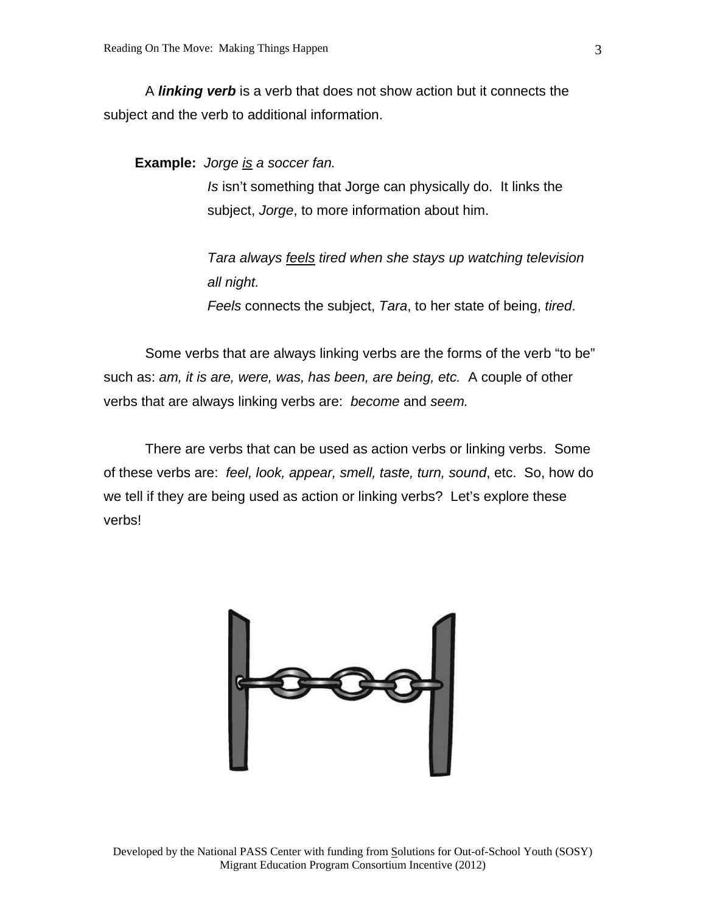A ***linking verb*** is a verb that does not show action but it connects the subject and the verb to additional information.

**Example:** *Jorge <u>is</u> a soccer fan.*

*Is* isn't something that Jorge can physically do. It links the subject, *Jorge*, to more information about him.

*Tara always <u>feels</u> tired when she stays up watching television all night.*

*Feels* connects the subject, *Tara*, to her state of being, *tired*.

Some verbs that are always linking verbs are the forms of the verb "to be" such as: *am, it is are, were, was, has been, are being, etc.* A couple of other verbs that are always linking verbs are: *become* and *seem.*

There are verbs that can be used as action verbs or linking verbs. Some of these verbs are: *feel, look, appear, smell, taste, turn, sound*, etc. So, how do we tell if they are being used as action or linking verbs? Let's explore these verbs!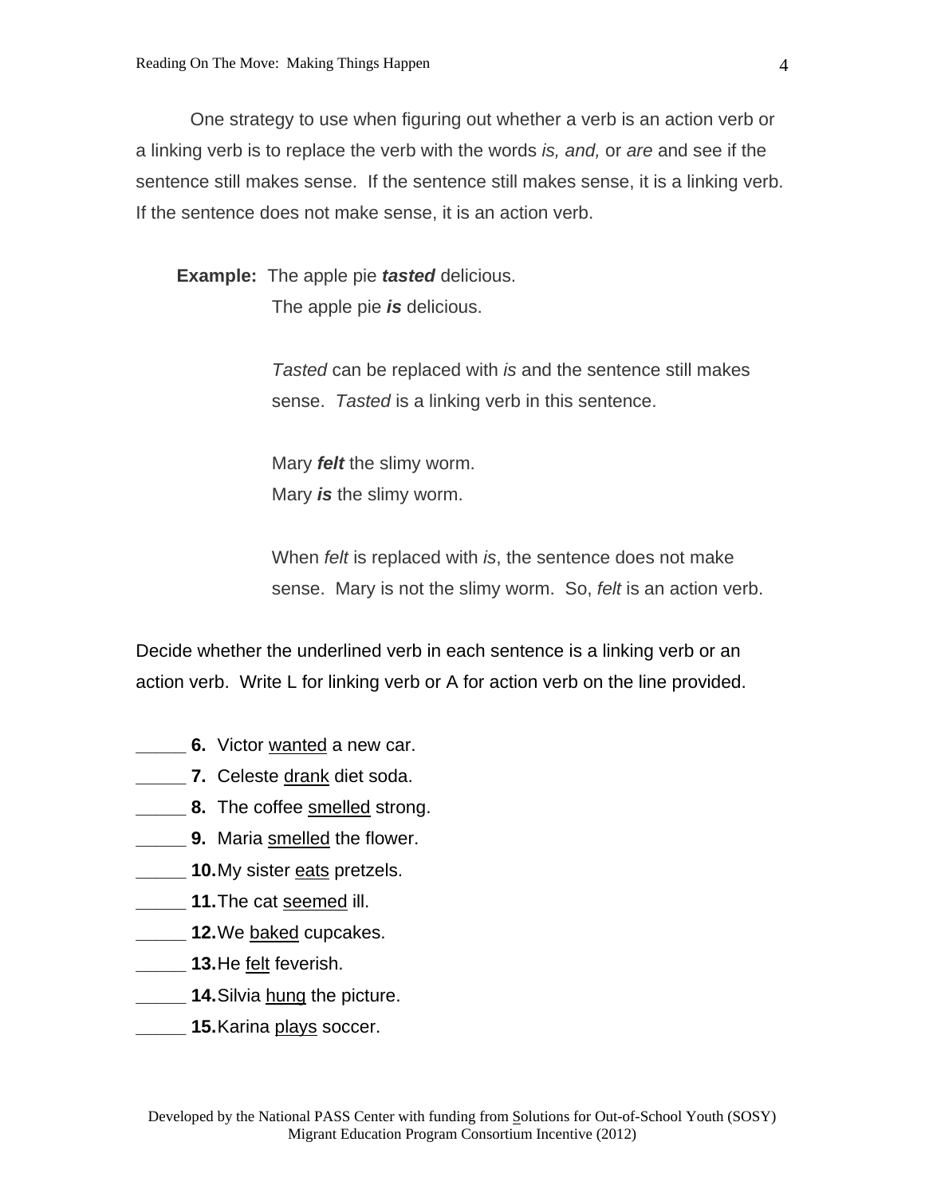One strategy to use when figuring out whether a verb is an action verb or a linking verb is to replace the verb with the words *is, and,* or *are* and see if the sentence still makes sense. If the sentence still makes sense, it is a linking verb. If the sentence does not make sense, it is an action verb.

**Example:** The apple pie ***tasted*** delicious.
The apple pie ***is*** delicious.

*Tasted* can be replaced with *is* and the sentence still makes sense. *Tasted* is a linking verb in this sentence.

Mary ***felt*** the slimy worm.
Mary ***is*** the slimy worm.

When *felt* is replaced with *is*, the sentence does not make sense. Mary is not the slimy worm. So, *felt* is an action verb.

Decide whether the underlined verb in each sentence is a linking verb or an action verb. Write L for linking verb or A for action verb on the line provided.

_____ **6.** Victor <u>wanted</u> a new car.
_____ **7.** Celeste <u>drank</u> diet soda.
_____ **8.** The coffee <u>smelled</u> strong.
_____ **9.** Maria <u>smelled</u> the flower.
_____ **10.** My sister <u>eats</u> pretzels.
_____ **11.** The cat <u>seemed</u> ill.
_____ **12.** We <u>baked</u> cupcakes.
_____ **13.** He <u>felt</u> feverish.
_____ **14.** Silvia <u>hung</u> the picture.
_____ **15.** Karina <u>plays</u> soccer.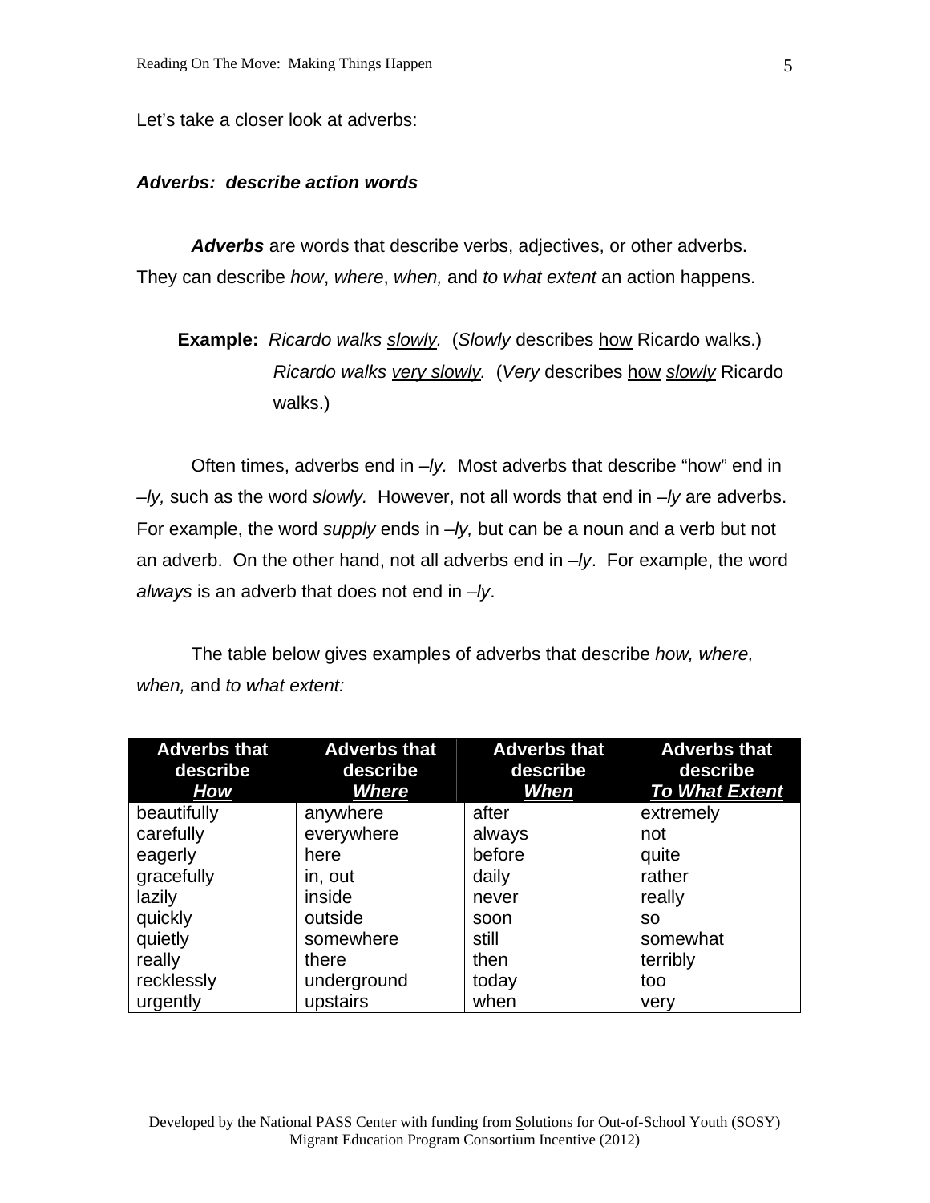Let's take a closer look at adverbs:

***Adverbs: describe action words***

***Adverbs*** are words that describe verbs, adjectives, or other adverbs. They can describe *how*, *where*, *when,* and *to what extent* an action happens.

**Example:** *Ricardo walks slowly.* (*Slowly* describes how Ricardo walks.)
*Ricardo walks very slowly.* (*Very* describes how *slowly* Ricardo walks.)

Often times, adverbs end in *–ly.* Most adverbs that describe "how" end in *–ly,* such as the word *slowly.* However, not all words that end in *–ly* are adverbs. For example, the word *supply* ends in *–ly,* but can be a noun and a verb but not an adverb. On the other hand, not all adverbs end in *–ly*. For example, the word *always* is an adverb that does not end in *–ly*.

The table below gives examples of adverbs that describe *how, where, when,* and *to what extent:*

| Adverbs that describe ***How*** | Adverbs that describe ***Where*** | Adverbs that describe ***When*** | Adverbs that describe ***To What Extent*** |
|---|---|---|---|
| beautifully | anywhere | after | extremely |
| carefully | everywhere | always | not |
| eagerly | here | before | quite |
| gracefully | in, out | daily | rather |
| lazily | inside | never | really |
| quickly | outside | soon | so |
| quietly | somewhere | still | somewhat |
| really | there | then | terribly |
| recklessly | underground | today | too |
| urgently | upstairs | when | very |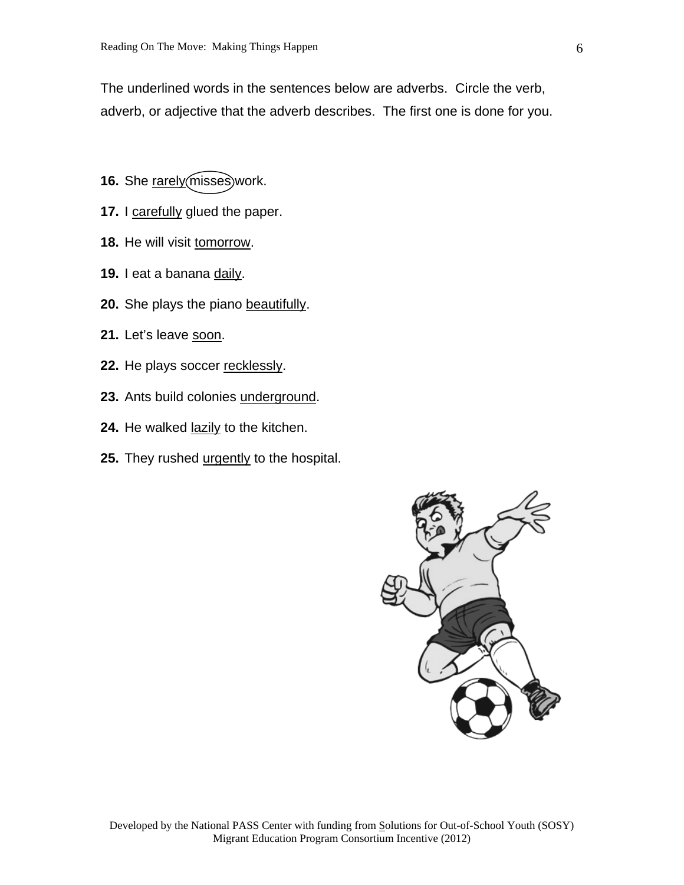The underlined words in the sentences below are adverbs. Circle the verb, adverb, or adjective that the adverb describes. The first one is done for you.

**16.** She <u>rarely</u> (misses) work.

**17.** I <u>carefully</u> glued the paper.

**18.** He will visit <u>tomorrow</u>.

**19.** I eat a banana <u>daily</u>.

**20.** She plays the piano <u>beautifully</u>.

**21.** Let's leave <u>soon</u>.

**22.** He plays soccer <u>recklessly</u>.

**23.** Ants build colonies <u>underground</u>.

**24.** He walked <u>lazily</u> to the kitchen.

**25.** They rushed <u>urgently</u> to the hospital.

Developed by the National PASS Center with funding from Solutions for Out-of-School Youth (SOSY) Migrant Education Program Consortium Incentive (2012)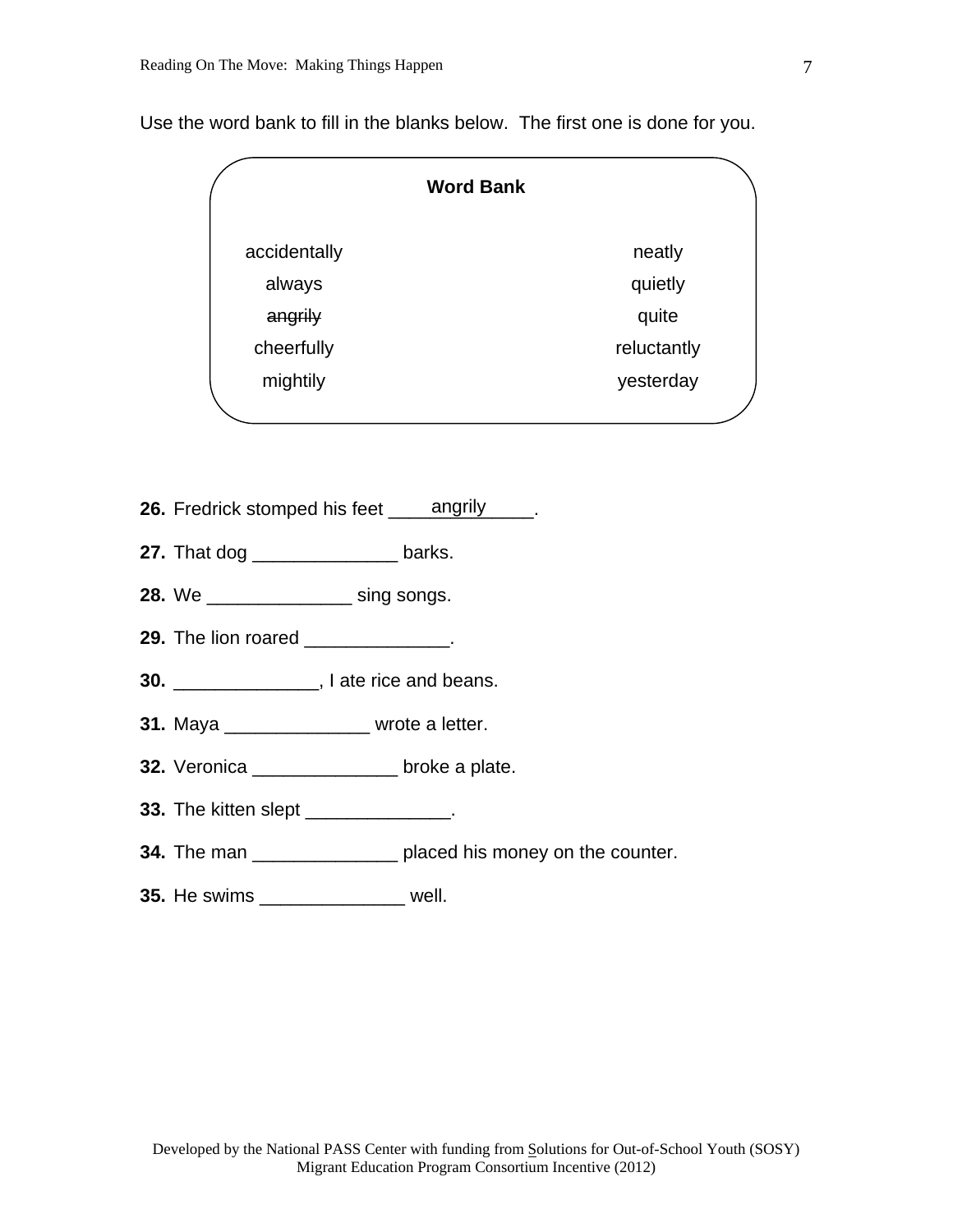Use the word bank to fill in the blanks below. The first one is done for you.

**Word Bank**

| | |
|---|---|
| accidentally | neatly |
| always | quietly |
| ~~angrily~~ | quite |
| cheerfully | reluctantly |
| mightily | yesterday |

**26.** Fredrick stomped his feet ___angrily___.

**27.** That dog ______________ barks.

**28.** We ______________ sing songs.

**29.** The lion roared ______________.

**30.** ______________, I ate rice and beans.

**31.** Maya ______________ wrote a letter.

**32.** Veronica ______________ broke a plate.

**33.** The kitten slept ______________.

**34.** The man ______________ placed his money on the counter.

**35.** He swims ______________ well.

Developed by the National PASS Center with funding from Solutions for Out-of-School Youth (SOSY) Migrant Education Program Consortium Incentive (2012)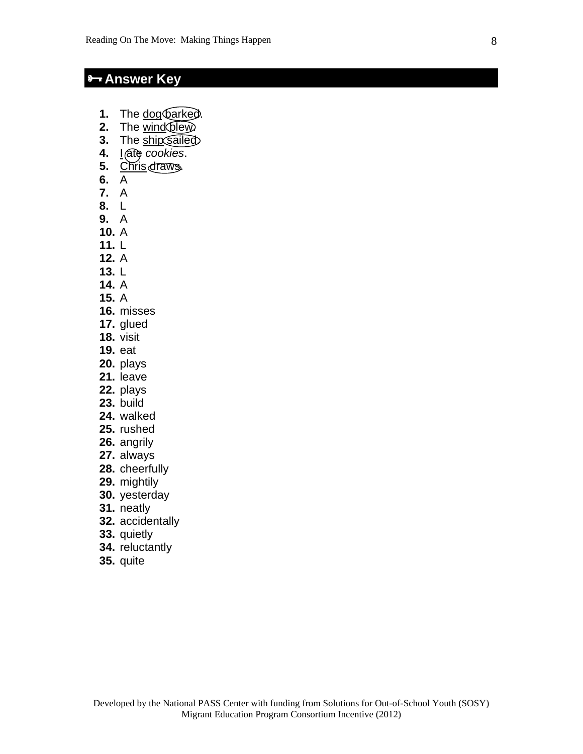## 🗝 Answer Key

1. The <u>dog</u> (barked).
2. The <u>wind</u> (blew).
3. The <u>ship</u> (sailed).
4. <u>I</u> (ate) *cookies*.
5. <u>Chris</u> (draws).
6. A
7. A
8. L
9. A
10. A
11. L
12. A
13. L
14. A
15. A
16. misses
17. glued
18. visit
19. eat
20. plays
21. leave
22. plays
23. build
24. walked
25. rushed
26. angrily
27. always
28. cheerfully
29. mightily
30. yesterday
31. neatly
32. accidentally
33. quietly
34. reluctantly
35. quite